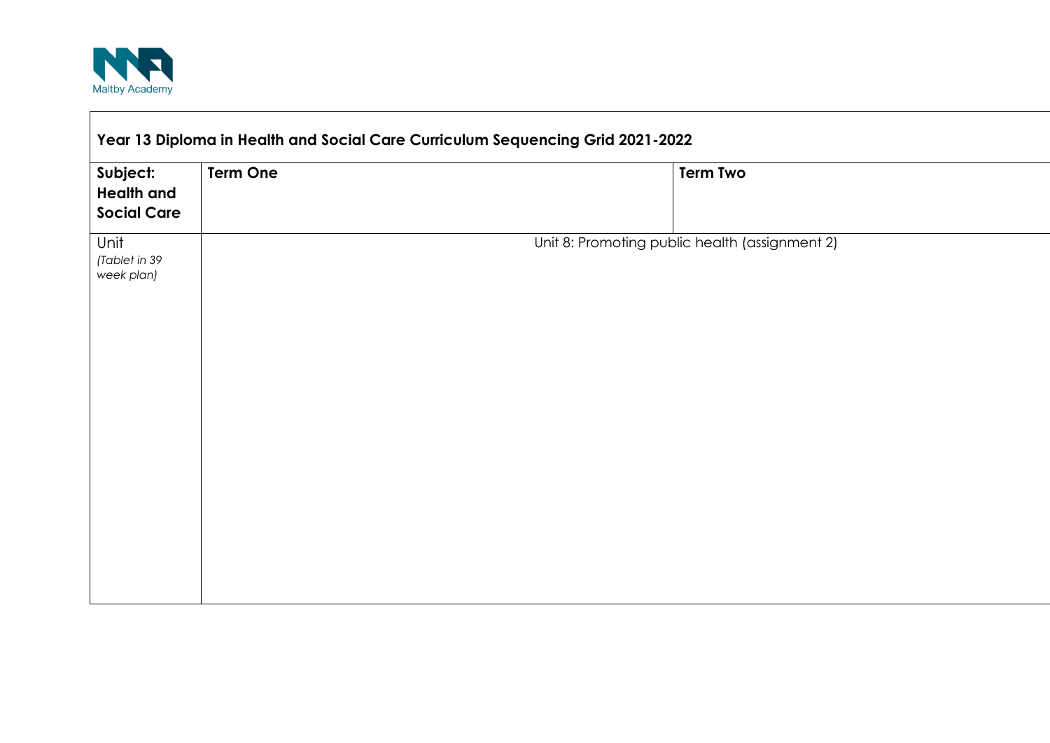Maltby Academy

| Year 13 Diploma in Health and Social Care Curriculum Sequencing Grid 2021-2022 | | |
|---|---|---|
| **Subject: Health and Social Care** | **Term One** | **Term Two** |
| Unit *(Tablet in 39 week plan)* | Unit 8: Promoting public health (assignment 2) | |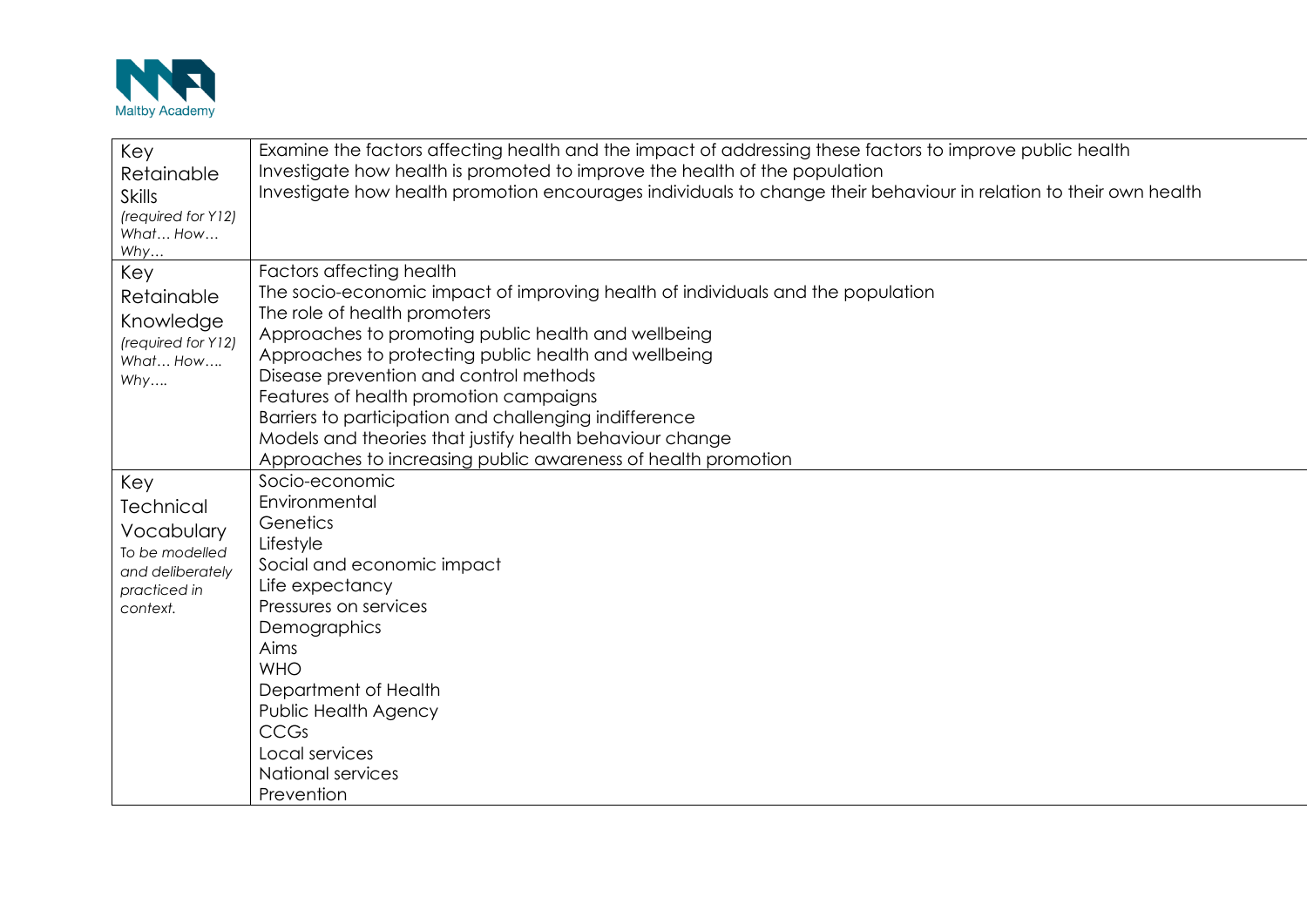| | |
|---|---|
| Key Retainable Skills<br>*(required for Y12)*<br>*What… How… Why…* | Examine the factors affecting health and the impact of addressing these factors to improve public health<br>Investigate how health is promoted to improve the health of the population<br>Investigate how health promotion encourages individuals to change their behaviour in relation to their own health |
| Key Retainable Knowledge<br>*(required for Y12)*<br>*What… How…. Why….* | Factors affecting health<br>The socio-economic impact of improving health of individuals and the population<br>The role of health promoters<br>Approaches to promoting public health and wellbeing<br>Approaches to protecting public health and wellbeing<br>Disease prevention and control methods<br>Features of health promotion campaigns<br>Barriers to participation and challenging indifference<br>Models and theories that justify health behaviour change<br>Approaches to increasing public awareness of health promotion |
| Key Technical Vocabulary<br>*To be modelled and deliberately practiced in context.* | Socio-economic<br>Environmental<br>Genetics<br>Lifestyle<br>Social and economic impact<br>Life expectancy<br>Pressures on services<br>Demographics<br>Aims<br>WHO<br>Department of Health<br>Public Health Agency<br>CCGs<br>Local services<br>National services<br>Prevention |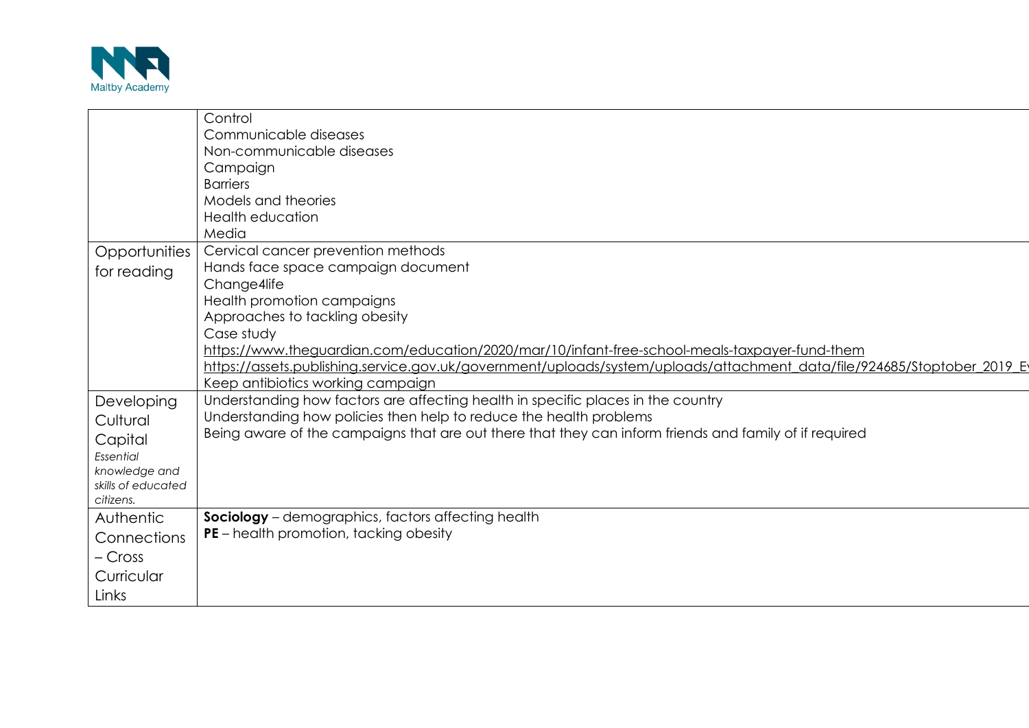| | |
|---|---|
| | Control<br>Communicable diseases<br>Non-communicable diseases<br>Campaign<br>Barriers<br>Models and theories<br>Health education<br>Media |
| Opportunities for reading | Cervical cancer prevention methods<br>Hands face space campaign document<br>Change4life<br>Health promotion campaigns<br>Approaches to tackling obesity<br>Case study<br>https://www.theguardian.com/education/2020/mar/10/infant-free-school-meals-taxpayer-fund-them<br>https://assets.publishing.service.gov.uk/government/uploads/system/uploads/attachment_data/file/924685/Stoptober_2019_E<br>Keep antibiotics working campaign |
| Developing Cultural Capital<br>*Essential knowledge and skills of educated citizens.* | Understanding how factors are affecting health in specific places in the country<br>Understanding how policies then help to reduce the health problems<br>Being aware of the campaigns that are out there that they can inform friends and family of if required |
| Authentic Connections – Cross Curricular Links | **Sociology** – demographics, factors affecting health<br>**PE** – health promotion, tacking obesity |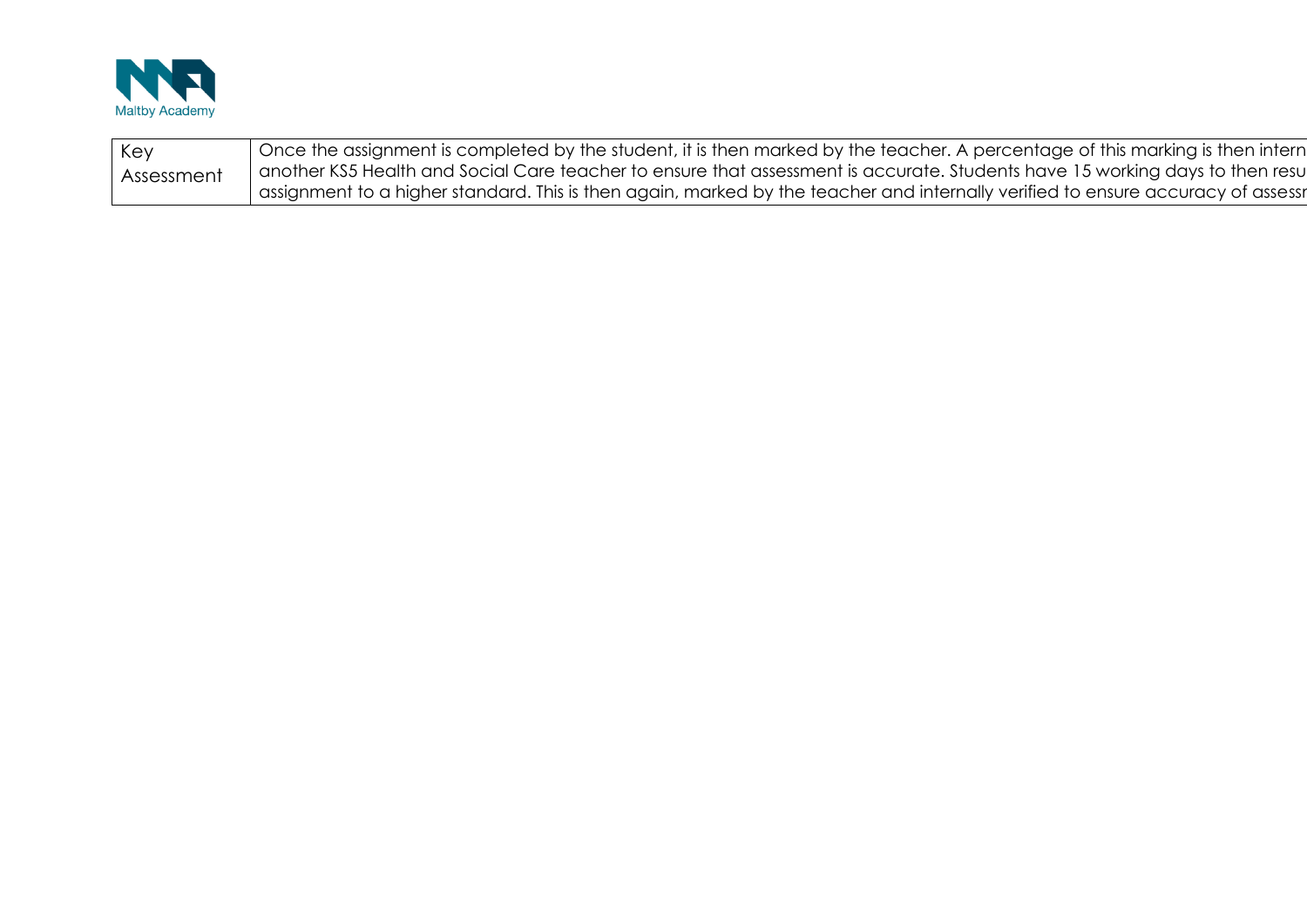| | |
|---|---|
| Key Assessment | Once the assignment is completed by the student, it is then marked by the teacher. A percentage of this marking is then intern another KS5 Health and Social Care teacher to ensure that assessment is accurate. Students have 15 working days to then resu assignment to a higher standard. This is then again, marked by the teacher and internally verified to ensure accuracy of assessr |